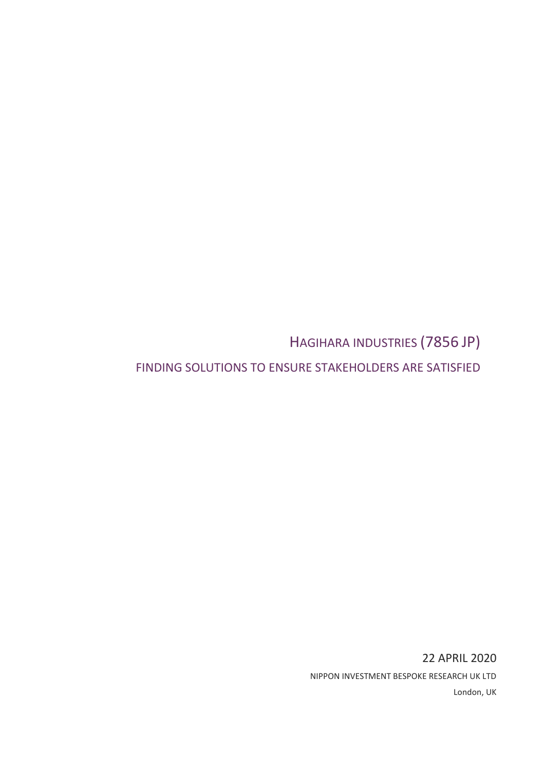# HAGIHARA INDUSTRIES (7856 JP)

## FINDING SOLUTIONS TO ENSURE STAKEHOLDERS ARE SATISFIED

22 APRIL 2020

NIPPON INVESTMENT BESPOKE RESEARCH UK LTD

London, UK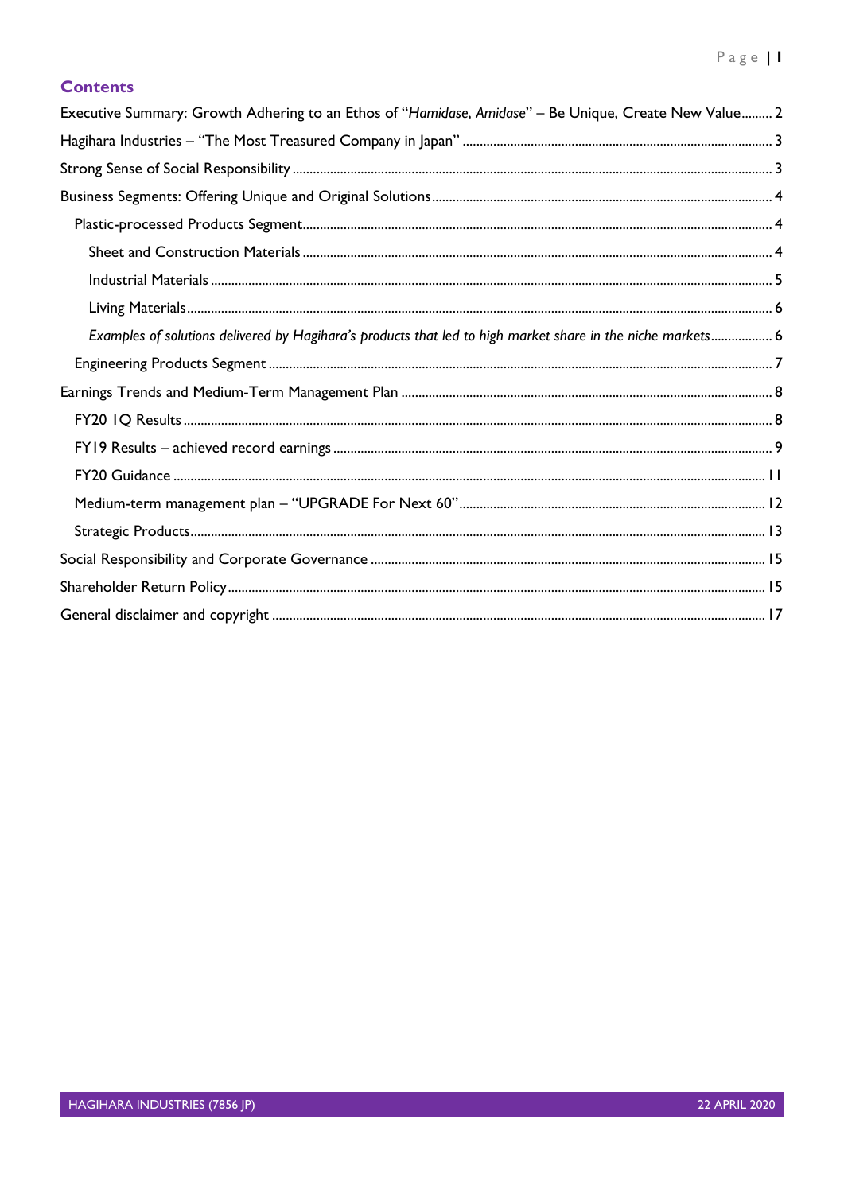## Contents

Executive Summary: Growth Adhering to an Ethos of "*Hamidase*, *Amidase*" – Be Unique, Create New Value......... 2

Hagihara Industries – "The Most Treasured Company in Japan" ......... 3

Strong Sense of Social Responsibility ......... 3

Business Segments: Offering Unique and Original Solutions ......... 4

- Plastic-processed Products Segment ......... 4
  - Sheet and Construction Materials ......... 4
  - Industrial Materials ......... 5
  - Living Materials ......... 6
  - *Examples of solutions delivered by Hagihara's products that led to high market share in the niche markets* ......... 6
- Engineering Products Segment ......... 7

Earnings Trends and Medium-Term Management Plan ......... 8

- FY20 1Q Results ......... 8
- FY19 Results – achieved record earnings ......... 9
- FY20 Guidance ......... 11
- Medium-term management plan – "UPGRADE For Next 60" ......... 12
- Strategic Products ......... 13

Social Responsibility and Corporate Governance ......... 15

Shareholder Return Policy ......... 15

General disclaimer and copyright ......... 17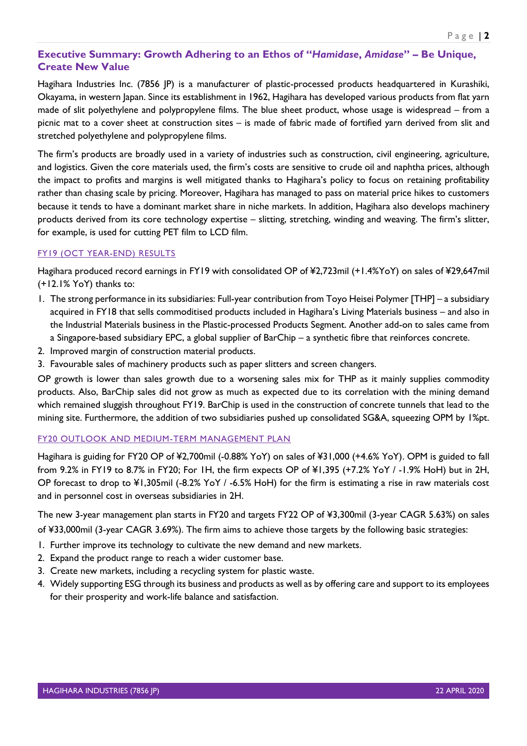## Executive Summary: Growth Adhering to an Ethos of "*Hamidase*, *Amidase*" – Be Unique, Create New Value

Hagihara Industries Inc. (7856 JP) is a manufacturer of plastic-processed products headquartered in Kurashiki, Okayama, in western Japan. Since its establishment in 1962, Hagihara has developed various products from flat yarn made of slit polyethylene and polypropylene films. The blue sheet product, whose usage is widespread – from a picnic mat to a cover sheet at construction sites – is made of fabric made of fortified yarn derived from slit and stretched polyethylene and polypropylene films.

The firm's products are broadly used in a variety of industries such as construction, civil engineering, agriculture, and logistics. Given the core materials used, the firm's costs are sensitive to crude oil and naphtha prices, although the impact to profits and margins is well mitigated thanks to Hagihara's policy to focus on retaining profitability rather than chasing scale by pricing. Moreover, Hagihara has managed to pass on material price hikes to customers because it tends to have a dominant market share in niche markets. In addition, Hagihara also develops machinery products derived from its core technology expertise – slitting, stretching, winding and weaving. The firm's slitter, for example, is used for cutting PET film to LCD film.

### FY19 (OCT YEAR-END) RESULTS

Hagihara produced record earnings in FY19 with consolidated OP of ¥2,723mil (+1.4%YoY) on sales of ¥29,647mil (+12.1% YoY) thanks to:

1. The strong performance in its subsidiaries: Full-year contribution from Toyo Heisei Polymer [THP] – a subsidiary acquired in FY18 that sells commoditised products included in Hagihara's Living Materials business – and also in the Industrial Materials business in the Plastic-processed Products Segment. Another add-on to sales came from a Singapore-based subsidiary EPC, a global supplier of BarChip – a synthetic fibre that reinforces concrete.
2. Improved margin of construction material products.
3. Favourable sales of machinery products such as paper slitters and screen changers.

OP growth is lower than sales growth due to a worsening sales mix for THP as it mainly supplies commodity products. Also, BarChip sales did not grow as much as expected due to its correlation with the mining demand which remained sluggish throughout FY19. BarChip is used in the construction of concrete tunnels that lead to the mining site. Furthermore, the addition of two subsidiaries pushed up consolidated SG&A, squeezing OPM by 1%pt.

### FY20 OUTLOOK AND MEDIUM-TERM MANAGEMENT PLAN

Hagihara is guiding for FY20 OP of ¥2,700mil (-0.88% YoY) on sales of ¥31,000 (+4.6% YoY). OPM is guided to fall from 9.2% in FY19 to 8.7% in FY20; For 1H, the firm expects OP of ¥1,395 (+7.2% YoY / -1.9% HoH) but in 2H, OP forecast to drop to ¥1,305mil (-8.2% YoY / -6.5% HoH) for the firm is estimating a rise in raw materials cost and in personnel cost in overseas subsidiaries in 2H.

The new 3-year management plan starts in FY20 and targets FY22 OP of ¥3,300mil (3-year CAGR 5.63%) on sales of ¥33,000mil (3-year CAGR 3.69%). The firm aims to achieve those targets by the following basic strategies:

1. Further improve its technology to cultivate the new demand and new markets.
2. Expand the product range to reach a wider customer base.
3. Create new markets, including a recycling system for plastic waste.
4. Widely supporting ESG through its business and products as well as by offering care and support to its employees for their prosperity and work-life balance and satisfaction.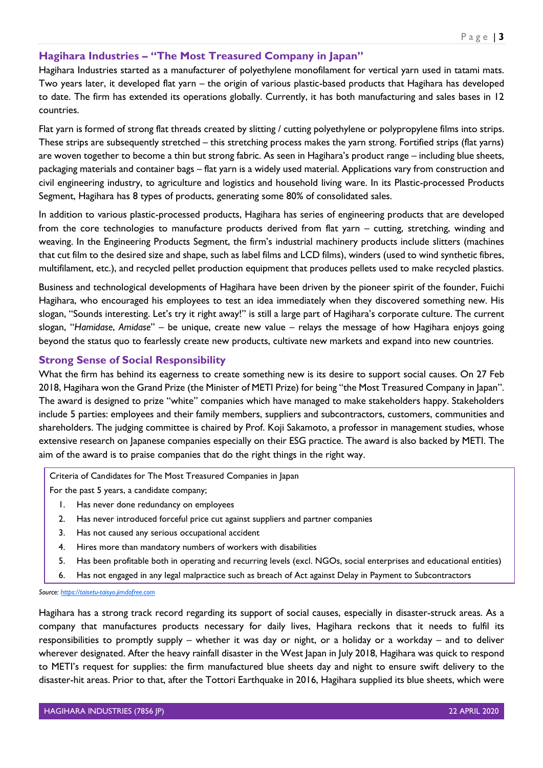## Hagihara Industries – "The Most Treasured Company in Japan"

Hagihara Industries started as a manufacturer of polyethylene monofilament for vertical yarn used in tatami mats. Two years later, it developed flat yarn – the origin of various plastic-based products that Hagihara has developed to date. The firm has extended its operations globally. Currently, it has both manufacturing and sales bases in 12 countries.

Flat yarn is formed of strong flat threads created by slitting / cutting polyethylene or polypropylene films into strips. These strips are subsequently stretched – this stretching process makes the yarn strong. Fortified strips (flat yarns) are woven together to become a thin but strong fabric. As seen in Hagihara's product range – including blue sheets, packaging materials and container bags – flat yarn is a widely used material. Applications vary from construction and civil engineering industry, to agriculture and logistics and household living ware. In its Plastic-processed Products Segment, Hagihara has 8 types of products, generating some 80% of consolidated sales.

In addition to various plastic-processed products, Hagihara has series of engineering products that are developed from the core technologies to manufacture products derived from flat yarn – cutting, stretching, winding and weaving. In the Engineering Products Segment, the firm's industrial machinery products include slitters (machines that cut film to the desired size and shape, such as label films and LCD films), winders (used to wind synthetic fibres, multifilament, etc.), and recycled pellet production equipment that produces pellets used to make recycled plastics.

Business and technological developments of Hagihara have been driven by the pioneer spirit of the founder, Fuichi Hagihara, who encouraged his employees to test an idea immediately when they discovered something new. His slogan, "Sounds interesting. Let's try it right away!" is still a large part of Hagihara's corporate culture. The current slogan, "*Hamidase*, *Amidase*" – be unique, create new value – relays the message of how Hagihara enjoys going beyond the status quo to fearlessly create new products, cultivate new markets and expand into new countries.

## Strong Sense of Social Responsibility

What the firm has behind its eagerness to create something new is its desire to support social causes. On 27 Feb 2018, Hagihara won the Grand Prize (the Minister of METI Prize) for being "the Most Treasured Company in Japan". The award is designed to prize "white" companies which have managed to make stakeholders happy. Stakeholders include 5 parties: employees and their family members, suppliers and subcontractors, customers, communities and shareholders. The judging committee is chaired by Prof. Koji Sakamoto, a professor in management studies, whose extensive research on Japanese companies especially on their ESG practice. The award is also backed by METI. The aim of the award is to praise companies that do the right things in the right way.

Criteria of Candidates for The Most Treasured Companies in Japan

For the past 5 years, a candidate company;

1. Has never done redundancy on employees
2. Has never introduced forceful price cut against suppliers and partner companies
3. Has not caused any serious occupational accident
4. Hires more than mandatory numbers of workers with disabilities
5. Has been profitable both in operating and recurring levels (excl. NGOs, social enterprises and educational entities)
6. Has not engaged in any legal malpractice such as breach of Act against Delay in Payment to Subcontractors

*Source: https://taisetu-taisyo.jimdofree.com*

Hagihara has a strong track record regarding its support of social causes, especially in disaster-struck areas. As a company that manufactures products necessary for daily lives, Hagihara reckons that it needs to fulfil its responsibilities to promptly supply – whether it was day or night, or a holiday or a workday – and to deliver wherever designated. After the heavy rainfall disaster in the West Japan in July 2018, Hagihara was quick to respond to METI's request for supplies: the firm manufactured blue sheets day and night to ensure swift delivery to the disaster-hit areas. Prior to that, after the Tottori Earthquake in 2016, Hagihara supplied its blue sheets, which were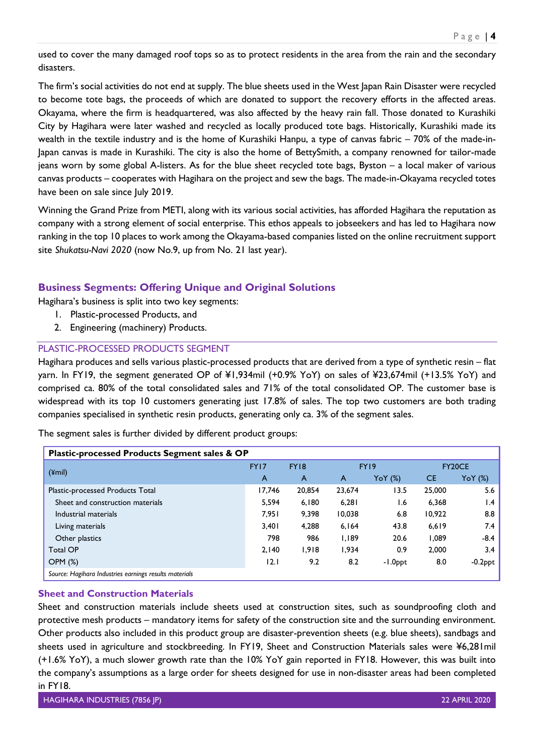used to cover the many damaged roof tops so as to protect residents in the area from the rain and the secondary disasters.

The firm's social activities do not end at supply. The blue sheets used in the West Japan Rain Disaster were recycled to become tote bags, the proceeds of which are donated to support the recovery efforts in the affected areas. Okayama, where the firm is headquartered, was also affected by the heavy rain fall. Those donated to Kurashiki City by Hagihara were later washed and recycled as locally produced tote bags. Historically, Kurashiki made its wealth in the textile industry and is the home of Kurashiki Hanpu, a type of canvas fabric – 70% of the made-in-Japan canvas is made in Kurashiki. The city is also the home of BettySmith, a company renowned for tailor-made jeans worn by some global A-listers. As for the blue sheet recycled tote bags, Byston – a local maker of various canvas products – cooperates with Hagihara on the project and sew the bags. The made-in-Okayama recycled totes have been on sale since July 2019.

Winning the Grand Prize from METI, along with its various social activities, has afforded Hagihara the reputation as company with a strong element of social enterprise. This ethos appeals to jobseekers and has led to Hagihara now ranking in the top 10 places to work among the Okayama-based companies listed on the online recruitment support site *Shukatsu-Navi 2020* (now No.9, up from No. 21 last year).

## Business Segments: Offering Unique and Original Solutions

Hagihara's business is split into two key segments:

1. Plastic-processed Products, and
2. Engineering (machinery) Products.

### PLASTIC-PROCESSED PRODUCTS SEGMENT

Hagihara produces and sells various plastic-processed products that are derived from a type of synthetic resin – flat yarn. In FY19, the segment generated OP of ¥1,934mil (+0.9% YoY) on sales of ¥23,674mil (+13.5% YoY) and comprised ca. 80% of the total consolidated sales and 71% of the total consolidated OP. The customer base is widespread with its top 10 customers generating just 17.8% of sales. The top two customers are both trading companies specialised in synthetic resin products, generating only ca. 3% of the segment sales.

The segment sales is further divided by different product groups:

**Plastic-processed Products Segment sales & OP**

| (¥mil) | FY17 | FY18 | FY19 | | FY20CE | |
|---|---|---|---|---|---|---|
| | A | A | A | YoY (%) | CE | YoY (%) |
| Plastic-processed Products Total | 17,746 | 20,854 | 23,674 | 13.5 | 25,000 | 5.6 |
| Sheet and construction materials | 5,594 | 6,180 | 6,281 | 1.6 | 6,368 | 1.4 |
| Industrial materials | 7,951 | 9,398 | 10,038 | 6.8 | 10,922 | 8.8 |
| Living materials | 3,401 | 4,288 | 6,164 | 43.8 | 6,619 | 7.4 |
| Other plastics | 798 | 986 | 1,189 | 20.6 | 1,089 | -8.4 |
| Total OP | 2,140 | 1,918 | 1,934 | 0.9 | 2,000 | 3.4 |
| OPM (%) | 12.1 | 9.2 | 8.2 | -1.0ppt | 8.0 | -0.2ppt |

*Source: Hagihara Industries earnings results materials*

### Sheet and Construction Materials

Sheet and construction materials include sheets used at construction sites, such as soundproofing cloth and protective mesh products – mandatory items for safety of the construction site and the surrounding environment. Other products also included in this product group are disaster-prevention sheets (e.g. blue sheets), sandbags and sheets used in agriculture and stockbreeding. In FY19, Sheet and Construction Materials sales were ¥6,281mil (+1.6% YoY), a much slower growth rate than the 10% YoY gain reported in FY18. However, this was built into the company's assumptions as a large order for sheets designed for use in non-disaster areas had been completed in FY18.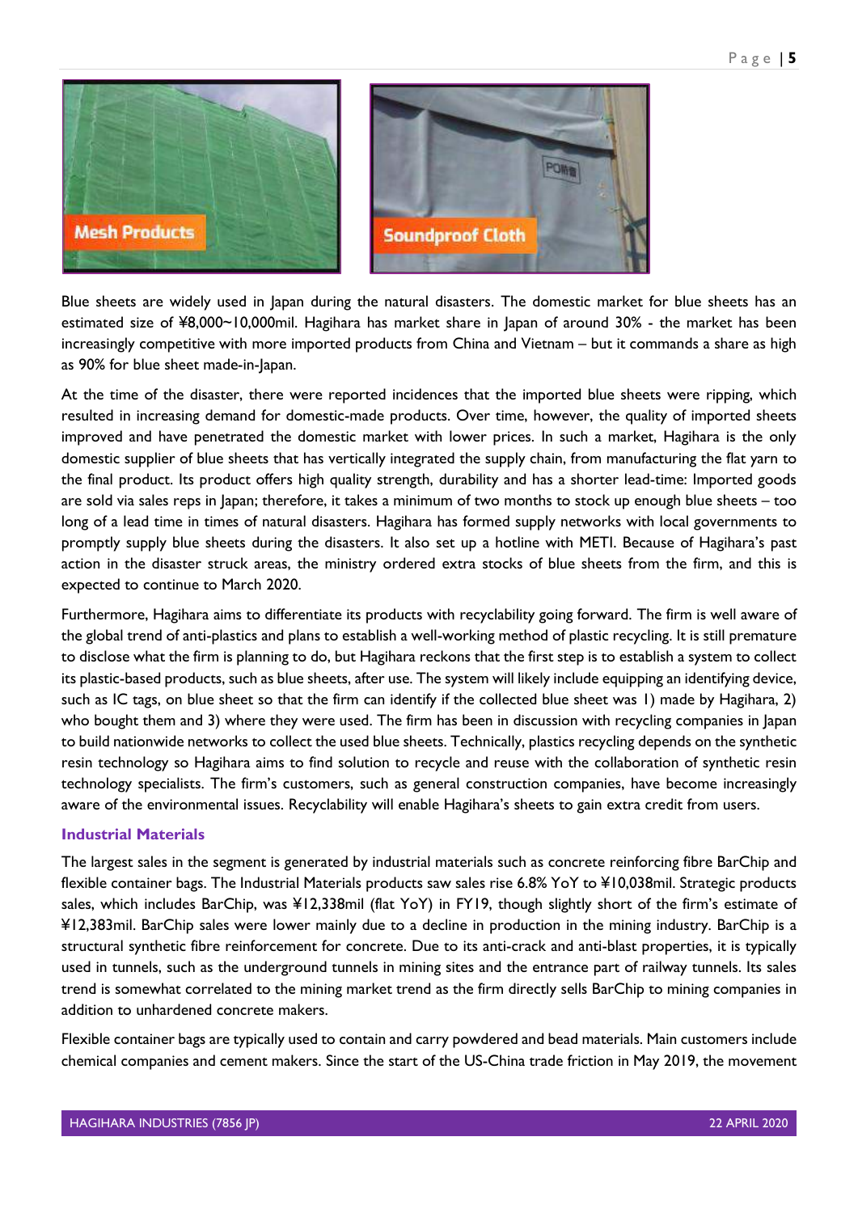Blue sheets are widely used in Japan during the natural disasters. The domestic market for blue sheets has an estimated size of ¥8,000~10,000mil. Hagihara has market share in Japan of around 30% - the market has been increasingly competitive with more imported products from China and Vietnam – but it commands a share as high as 90% for blue sheet made-in-Japan.

At the time of the disaster, there were reported incidences that the imported blue sheets were ripping, which resulted in increasing demand for domestic-made products. Over time, however, the quality of imported sheets improved and have penetrated the domestic market with lower prices. In such a market, Hagihara is the only domestic supplier of blue sheets that has vertically integrated the supply chain, from manufacturing the flat yarn to the final product. Its product offers high quality strength, durability and has a shorter lead-time: Imported goods are sold via sales reps in Japan; therefore, it takes a minimum of two months to stock up enough blue sheets – too long of a lead time in times of natural disasters. Hagihara has formed supply networks with local governments to promptly supply blue sheets during the disasters. It also set up a hotline with METI. Because of Hagihara's past action in the disaster struck areas, the ministry ordered extra stocks of blue sheets from the firm, and this is expected to continue to March 2020.

Furthermore, Hagihara aims to differentiate its products with recyclability going forward. The firm is well aware of the global trend of anti-plastics and plans to establish a well-working method of plastic recycling. It is still premature to disclose what the firm is planning to do, but Hagihara reckons that the first step is to establish a system to collect its plastic-based products, such as blue sheets, after use. The system will likely include equipping an identifying device, such as IC tags, on blue sheet so that the firm can identify if the collected blue sheet was 1) made by Hagihara, 2) who bought them and 3) where they were used. The firm has been in discussion with recycling companies in Japan to build nationwide networks to collect the used blue sheets. Technically, plastics recycling depends on the synthetic resin technology so Hagihara aims to find solution to recycle and reuse with the collaboration of synthetic resin technology specialists. The firm's customers, such as general construction companies, have become increasingly aware of the environmental issues. Recyclability will enable Hagihara's sheets to gain extra credit from users.

### Industrial Materials

The largest sales in the segment is generated by industrial materials such as concrete reinforcing fibre BarChip and flexible container bags. The Industrial Materials products saw sales rise 6.8% YoY to ¥10,038mil. Strategic products sales, which includes BarChip, was ¥12,338mil (flat YoY) in FY19, though slightly short of the firm's estimate of ¥12,383mil. BarChip sales were lower mainly due to a decline in production in the mining industry. BarChip is a structural synthetic fibre reinforcement for concrete. Due to its anti-crack and anti-blast properties, it is typically used in tunnels, such as the underground tunnels in mining sites and the entrance part of railway tunnels. Its sales trend is somewhat correlated to the mining market trend as the firm directly sells BarChip to mining companies in addition to unhardened concrete makers.

Flexible container bags are typically used to contain and carry powdered and bead materials. Main customers include chemical companies and cement makers. Since the start of the US-China trade friction in May 2019, the movement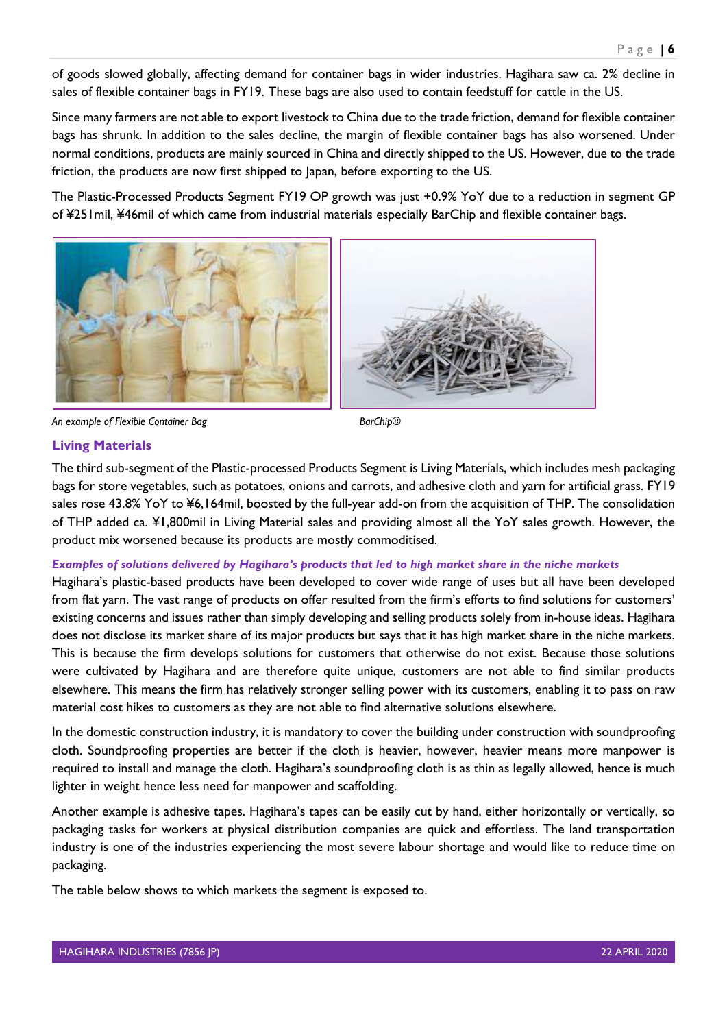of goods slowed globally, affecting demand for container bags in wider industries. Hagihara saw ca. 2% decline in sales of flexible container bags in FY19. These bags are also used to contain feedstuff for cattle in the US.

Since many farmers are not able to export livestock to China due to the trade friction, demand for flexible container bags has shrunk. In addition to the sales decline, the margin of flexible container bags has also worsened. Under normal conditions, products are mainly sourced in China and directly shipped to the US. However, due to the trade friction, the products are now first shipped to Japan, before exporting to the US.

The Plastic-Processed Products Segment FY19 OP growth was just +0.9% YoY due to a reduction in segment GP of ¥251mil, ¥46mil of which came from industrial materials especially BarChip and flexible container bags.

*An example of Flexible Container Bag*

*BarChip®*

### Living Materials

The third sub-segment of the Plastic-processed Products Segment is Living Materials, which includes mesh packaging bags for store vegetables, such as potatoes, onions and carrots, and adhesive cloth and yarn for artificial grass. FY19 sales rose 43.8% YoY to ¥6,164mil, boosted by the full-year add-on from the acquisition of THP. The consolidation of THP added ca. ¥1,800mil in Living Material sales and providing almost all the YoY sales growth. However, the product mix worsened because its products are mostly commoditised.

***Examples of solutions delivered by Hagihara's products that led to high market share in the niche markets***

Hagihara's plastic-based products have been developed to cover wide range of uses but all have been developed from flat yarn. The vast range of products on offer resulted from the firm's efforts to find solutions for customers' existing concerns and issues rather than simply developing and selling products solely from in-house ideas. Hagihara does not disclose its market share of its major products but says that it has high market share in the niche markets. This is because the firm develops solutions for customers that otherwise do not exist. Because those solutions were cultivated by Hagihara and are therefore quite unique, customers are not able to find similar products elsewhere. This means the firm has relatively stronger selling power with its customers, enabling it to pass on raw material cost hikes to customers as they are not able to find alternative solutions elsewhere.

In the domestic construction industry, it is mandatory to cover the building under construction with soundproofing cloth. Soundproofing properties are better if the cloth is heavier, however, heavier means more manpower is required to install and manage the cloth. Hagihara's soundproofing cloth is as thin as legally allowed, hence is much lighter in weight hence less need for manpower and scaffolding.

Another example is adhesive tapes. Hagihara's tapes can be easily cut by hand, either horizontally or vertically, so packaging tasks for workers at physical distribution companies are quick and effortless. The land transportation industry is one of the industries experiencing the most severe labour shortage and would like to reduce time on packaging.

The table below shows to which markets the segment is exposed to.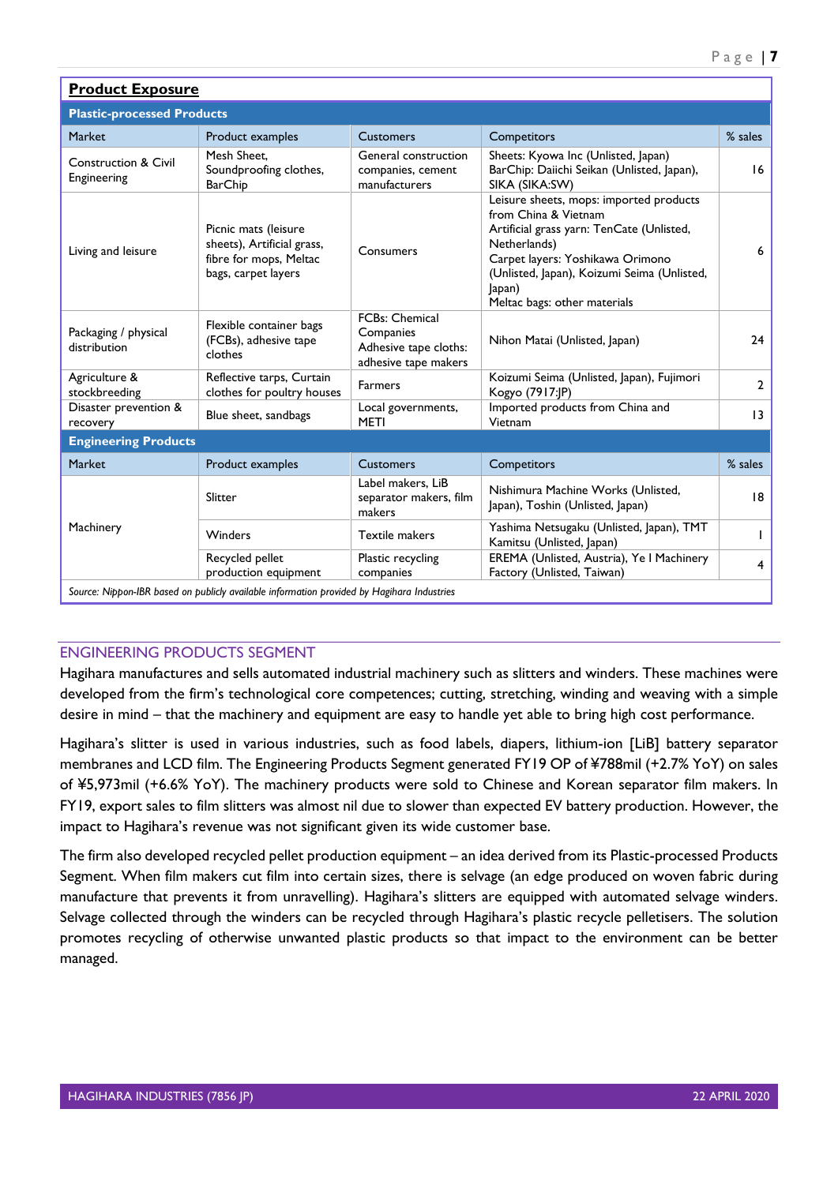**Product Exposure**

| Market | Product examples | Customers | Competitors | % sales |
|---|---|---|---|---|
| **Plastic-processed Products** | | | | |
| Construction & Civil Engineering | Mesh Sheet, Soundproofing clothes, BarChip | General construction companies, cement manufacturers | Sheets: Kyowa Inc (Unlisted, Japan) BarChip: Daiichi Seikan (Unlisted, Japan), SIKA (SIKA:SW) | 16 |
| Living and leisure | Picnic mats (leisure sheets), Artificial grass, fibre for mops, Meltac bags, carpet layers | Consumers | Leisure sheets, mops: imported products from China & Vietnam Artificial grass yarn: TenCate (Unlisted, Netherlands) Carpet layers: Yoshikawa Orimono (Unlisted, Japan), Koizumi Seima (Unlisted, Japan) Meltac bags: other materials | 6 |
| Packaging / physical distribution | Flexible container bags (FCBs), adhesive tape clothes | FCBs: Chemical Companies Adhesive tape cloths: adhesive tape makers | Nihon Matai (Unlisted, Japan) | 24 |
| Agriculture & stockbreeding | Reflective tarps, Curtain clothes for poultry houses | Farmers | Koizumi Seima (Unlisted, Japan), Fujimori Kogyo (7917:JP) | 2 |
| Disaster prevention & recovery | Blue sheet, sandbags | Local governments, METI | Imported products from China and Vietnam | 13 |
| **Engineering Products** | | | | |
| Market | Product examples | Customers | Competitors | % sales |
| Machinery | Slitter | Label makers, LiB separator makers, film makers | Nishimura Machine Works (Unlisted, Japan), Toshin (Unlisted, Japan) | 18 |
| | Winders | Textile makers | Yashima Netsugaku (Unlisted, Japan), TMT Kamitsu (Unlisted, Japan) | 1 |
| | Recycled pellet production equipment | Plastic recycling companies | EREMA (Unlisted, Austria), Ye I Machinery Factory (Unlisted, Taiwan) | 4 |

*Source: Nippon-IBR based on publicly available information provided by Hagihara Industries*

## ENGINEERING PRODUCTS SEGMENT

Hagihara manufactures and sells automated industrial machinery such as slitters and winders. These machines were developed from the firm's technological core competences; cutting, stretching, winding and weaving with a simple desire in mind – that the machinery and equipment are easy to handle yet able to bring high cost performance.

Hagihara's slitter is used in various industries, such as food labels, diapers, lithium-ion [LiB] battery separator membranes and LCD film. The Engineering Products Segment generated FY19 OP of ¥788mil (+2.7% YoY) on sales of ¥5,973mil (+6.6% YoY). The machinery products were sold to Chinese and Korean separator film makers. In FY19, export sales to film slitters was almost nil due to slower than expected EV battery production. However, the impact to Hagihara's revenue was not significant given its wide customer base.

The firm also developed recycled pellet production equipment – an idea derived from its Plastic-processed Products Segment. When film makers cut film into certain sizes, there is selvage (an edge produced on woven fabric during manufacture that prevents it from unravelling). Hagihara's slitters are equipped with automated selvage winders. Selvage collected through the winders can be recycled through Hagihara's plastic recycle pelletisers. The solution promotes recycling of otherwise unwanted plastic products so that impact to the environment can be better managed.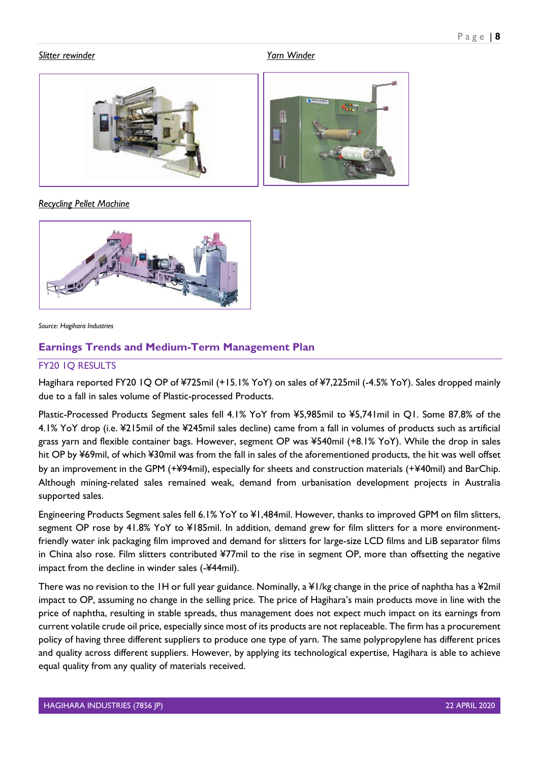*Slitter rewinder*

*Yarn Winder*

*Recycling Pellet Machine*

*Source: Hagihara Industries*

## Earnings Trends and Medium-Term Management Plan

### FY20 1Q RESULTS

Hagihara reported FY20 1Q OP of ¥725mil (+15.1% YoY) on sales of ¥7,225mil (-4.5% YoY). Sales dropped mainly due to a fall in sales volume of Plastic-processed Products.

Plastic-Processed Products Segment sales fell 4.1% YoY from ¥5,985mil to ¥5,741mil in Q1. Some 87.8% of the 4.1% YoY drop (i.e. ¥215mil of the ¥245mil sales decline) came from a fall in volumes of products such as artificial grass yarn and flexible container bags. However, segment OP was ¥540mil (+8.1% YoY). While the drop in sales hit OP by ¥69mil, of which ¥30mil was from the fall in sales of the aforementioned products, the hit was well offset by an improvement in the GPM (+¥94mil), especially for sheets and construction materials (+¥40mil) and BarChip. Although mining-related sales remained weak, demand from urbanisation development projects in Australia supported sales.

Engineering Products Segment sales fell 6.1% YoY to ¥1,484mil. However, thanks to improved GPM on film slitters, segment OP rose by 41.8% YoY to ¥185mil. In addition, demand grew for film slitters for a more environment-friendly water ink packaging film improved and demand for slitters for large-size LCD films and LiB separator films in China also rose. Film slitters contributed ¥77mil to the rise in segment OP, more than offsetting the negative impact from the decline in winder sales (-¥44mil).

There was no revision to the 1H or full year guidance. Nominally, a ¥1/kg change in the price of naphtha has a ¥2mil impact to OP, assuming no change in the selling price. The price of Hagihara's main products move in line with the price of naphtha, resulting in stable spreads, thus management does not expect much impact on its earnings from current volatile crude oil price, especially since most of its products are not replaceable. The firm has a procurement policy of having three different suppliers to produce one type of yarn. The same polypropylene has different prices and quality across different suppliers. However, by applying its technological expertise, Hagihara is able to achieve equal quality from any quality of materials received.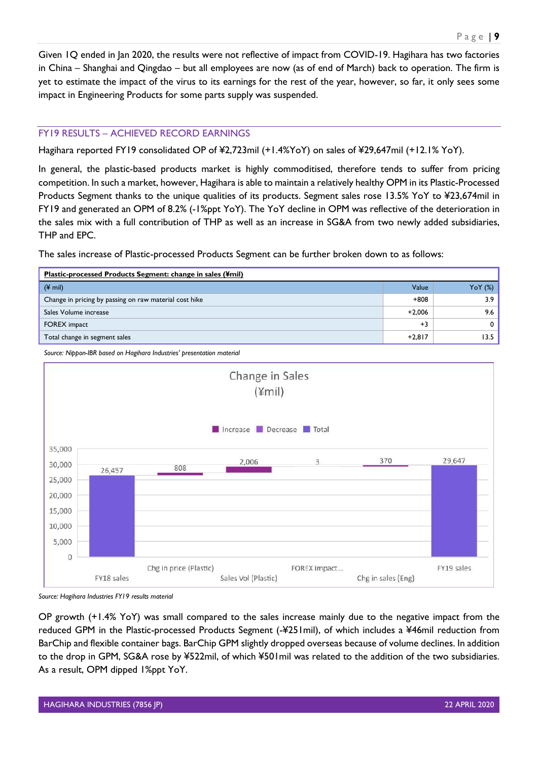Given 1Q ended in Jan 2020, the results were not reflective of impact from COVID-19. Hagihara has two factories in China – Shanghai and Qingdao – but all employees are now (as of end of March) back to operation. The firm is yet to estimate the impact of the virus to its earnings for the rest of the year, however, so far, it only sees some impact in Engineering Products for some parts supply was suspended.

## FY19 RESULTS – ACHIEVED RECORD EARNINGS

Hagihara reported FY19 consolidated OP of ¥2,723mil (+1.4%YoY) on sales of ¥29,647mil (+12.1% YoY).

In general, the plastic-based products market is highly commoditised, therefore tends to suffer from pricing competition. In such a market, however, Hagihara is able to maintain a relatively healthy OPM in its Plastic-Processed Products Segment thanks to the unique qualities of its products. Segment sales rose 13.5% YoY to ¥23,674mil in FY19 and generated an OPM of 8.2% (-1%ppt YoY). The YoY decline in OPM was reflective of the deterioration in the sales mix with a full contribution of THP as well as an increase in SG&A from two newly added subsidiaries, THP and EPC.

The sales increase of Plastic-processed Products Segment can be further broken down to as follows:

**Plastic-processed Products Segment: change in sales (¥mil)**

| (¥ mil) | Value | YoY (%) |
|---|---|---|
| Change in pricing by passing on raw material cost hike | +808 | 3.9 |
| Sales Volume increase | +2,006 | 9.6 |
| FOREX impact | +3 | 0 |
| Total change in segment sales | +2,817 | 13.5 |

*Source: Nippon-IBR based on Hagihara Industries' presentation material*

*Source: Hagihara Industries FY19 results material*

OP growth (+1.4% YoY) was small compared to the sales increase mainly due to the negative impact from the reduced GPM in the Plastic-processed Products Segment (-¥251mil), of which includes a ¥46mil reduction from BarChip and flexible container bags. BarChip GPM slightly dropped overseas because of volume declines. In addition to the drop in GPM, SG&A rose by ¥522mil, of which ¥501mil was related to the addition of the two subsidiaries. As a result, OPM dipped 1%ppt YoY.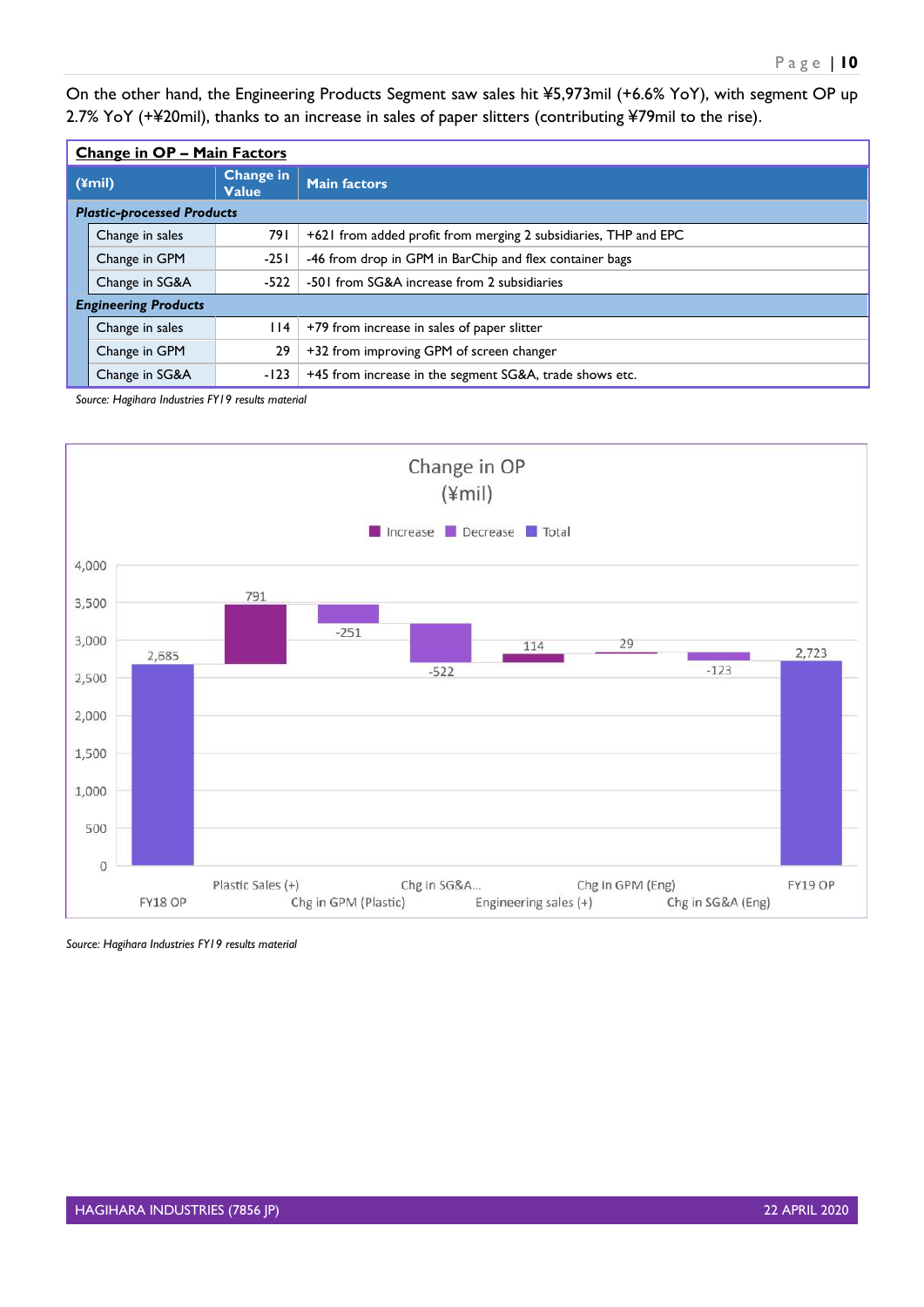On the other hand, the Engineering Products Segment saw sales hit ¥5,973mil (+6.6% YoY), with segment OP up 2.7% YoY (+¥20mil), thanks to an increase in sales of paper slitters (contributing ¥79mil to the rise).

**Change in OP – Main Factors**

| (¥mil) | Change in Value | Main factors |
|---|---|---|
| ***Plastic-processed Products*** | | |
| Change in sales | 791 | +621 from added profit from merging 2 subsidiaries, THP and EPC |
| Change in GPM | -251 | -46 from drop in GPM in BarChip and flex container bags |
| Change in SG&A | -522 | -501 from SG&A increase from 2 subsidiaries |
| ***Engineering Products*** | | |
| Change in sales | 114 | +79 from increase in sales of paper slitter |
| Change in GPM | 29 | +32 from improving GPM of screen changer |
| Change in SG&A | -123 | +45 from increase in the segment SG&A, trade shows etc. |

*Source: Hagihara Industries FY19 results material*

Change in OP
(¥mil)

| | Value |
|---|---|
| FY18 OP | 2,685 |
| Plastic Sales (+) | 791 |
| Chg in GPM (Plastic) | -251 |
| Chg in SG&A... | -522 |
| Engineering sales (+) | 114 |
| Chg in GPM (Eng) | 29 |
| Chg in SG&A (Eng) | -123 |
| FY19 OP | 2,723 |

*Source: Hagihara Industries FY19 results material*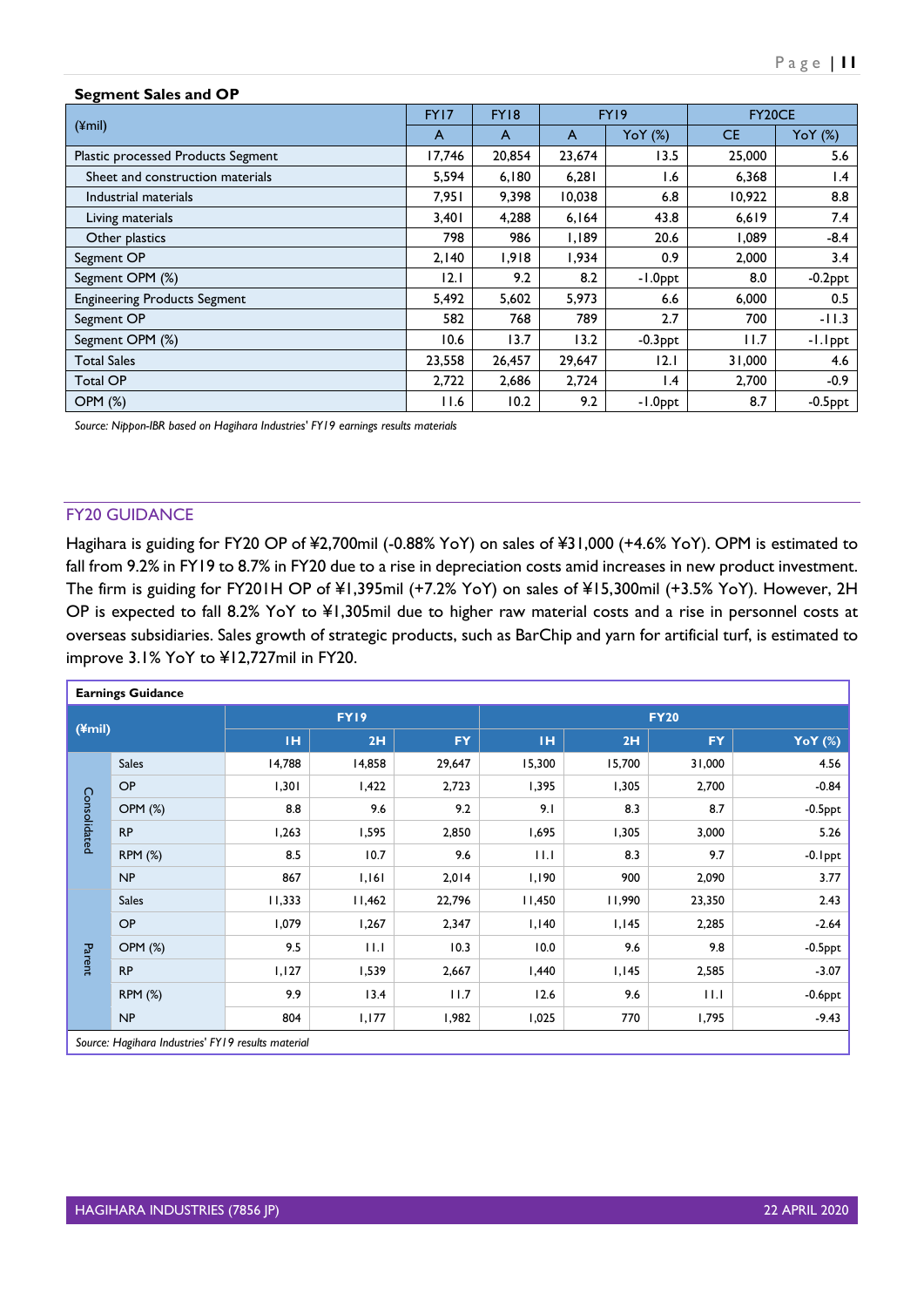**Segment Sales and OP**

| (¥mil) | FY17 | FY18 | FY19 | | FY20CE | |
|---|---|---|---|---|---|---|
| | A | A | A | YoY (%) | CE | YoY (%) |
| Plastic processed Products Segment | 17,746 | 20,854 | 23,674 | 13.5 | 25,000 | 5.6 |
| Sheet and construction materials | 5,594 | 6,180 | 6,281 | 1.6 | 6,368 | 1.4 |
| Industrial materials | 7,951 | 9,398 | 10,038 | 6.8 | 10,922 | 8.8 |
| Living materials | 3,401 | 4,288 | 6,164 | 43.8 | 6,619 | 7.4 |
| Other plastics | 798 | 986 | 1,189 | 20.6 | 1,089 | -8.4 |
| Segment OP | 2,140 | 1,918 | 1,934 | 0.9 | 2,000 | 3.4 |
| Segment OPM (%) | 12.1 | 9.2 | 8.2 | -1.0ppt | 8.0 | -0.2ppt |
| Engineering Products Segment | 5,492 | 5,602 | 5,973 | 6.6 | 6,000 | 0.5 |
| Segment OP | 582 | 768 | 789 | 2.7 | 700 | -11.3 |
| Segment OPM (%) | 10.6 | 13.7 | 13.2 | -0.3ppt | 11.7 | -1.1ppt |
| Total Sales | 23,558 | 26,457 | 29,647 | 12.1 | 31,000 | 4.6 |
| Total OP | 2,722 | 2,686 | 2,724 | 1.4 | 2,700 | -0.9 |
| OPM (%) | 11.6 | 10.2 | 9.2 | -1.0ppt | 8.7 | -0.5ppt |

*Source: Nippon-IBR based on Hagihara Industries' FY19 earnings results materials*

## FY20 GUIDANCE

Hagihara is guiding for FY20 OP of ¥2,700mil (-0.88% YoY) on sales of ¥31,000 (+4.6% YoY). OPM is estimated to fall from 9.2% in FY19 to 8.7% in FY20 due to a rise in depreciation costs amid increases in new product investment. The firm is guiding for FY201H OP of ¥1,395mil (+7.2% YoY) on sales of ¥15,300mil (+3.5% YoY). However, 2H OP is expected to fall 8.2% YoY to ¥1,305mil due to higher raw material costs and a rise in personnel costs at overseas subsidiaries. Sales growth of strategic products, such as BarChip and yarn for artificial turf, is estimated to improve 3.1% YoY to ¥12,727mil in FY20.

**Earnings Guidance**

| (¥mil) | | FY19 | | | FY20 | | | |
|---|---|---|---|---|---|---|---|---|
| | | 1H | 2H | FY | 1H | 2H | FY | YoY (%) |
| Consolidated | Sales | 14,788 | 14,858 | 29,647 | 15,300 | 15,700 | 31,000 | 4.56 |
| | OP | 1,301 | 1,422 | 2,723 | 1,395 | 1,305 | 2,700 | -0.84 |
| | OPM (%) | 8.8 | 9.6 | 9.2 | 9.1 | 8.3 | 8.7 | -0.5ppt |
| | RP | 1,263 | 1,595 | 2,850 | 1,695 | 1,305 | 3,000 | 5.26 |
| | RPM (%) | 8.5 | 10.7 | 9.6 | 11.1 | 8.3 | 9.7 | -0.1ppt |
| | NP | 867 | 1,161 | 2,014 | 1,190 | 900 | 2,090 | 3.77 |
| Parent | Sales | 11,333 | 11,462 | 22,796 | 11,450 | 11,990 | 23,350 | 2.43 |
| | OP | 1,079 | 1,267 | 2,347 | 1,140 | 1,145 | 2,285 | -2.64 |
| | OPM (%) | 9.5 | 11.1 | 10.3 | 10.0 | 9.6 | 9.8 | -0.5ppt |
| | RP | 1,127 | 1,539 | 2,667 | 1,440 | 1,145 | 2,585 | -3.07 |
| | RPM (%) | 9.9 | 13.4 | 11.7 | 12.6 | 9.6 | 11.1 | -0.6ppt |
| | NP | 804 | 1,177 | 1,982 | 1,025 | 770 | 1,795 | -9.43 |

*Source: Hagihara Industries' FY19 results material*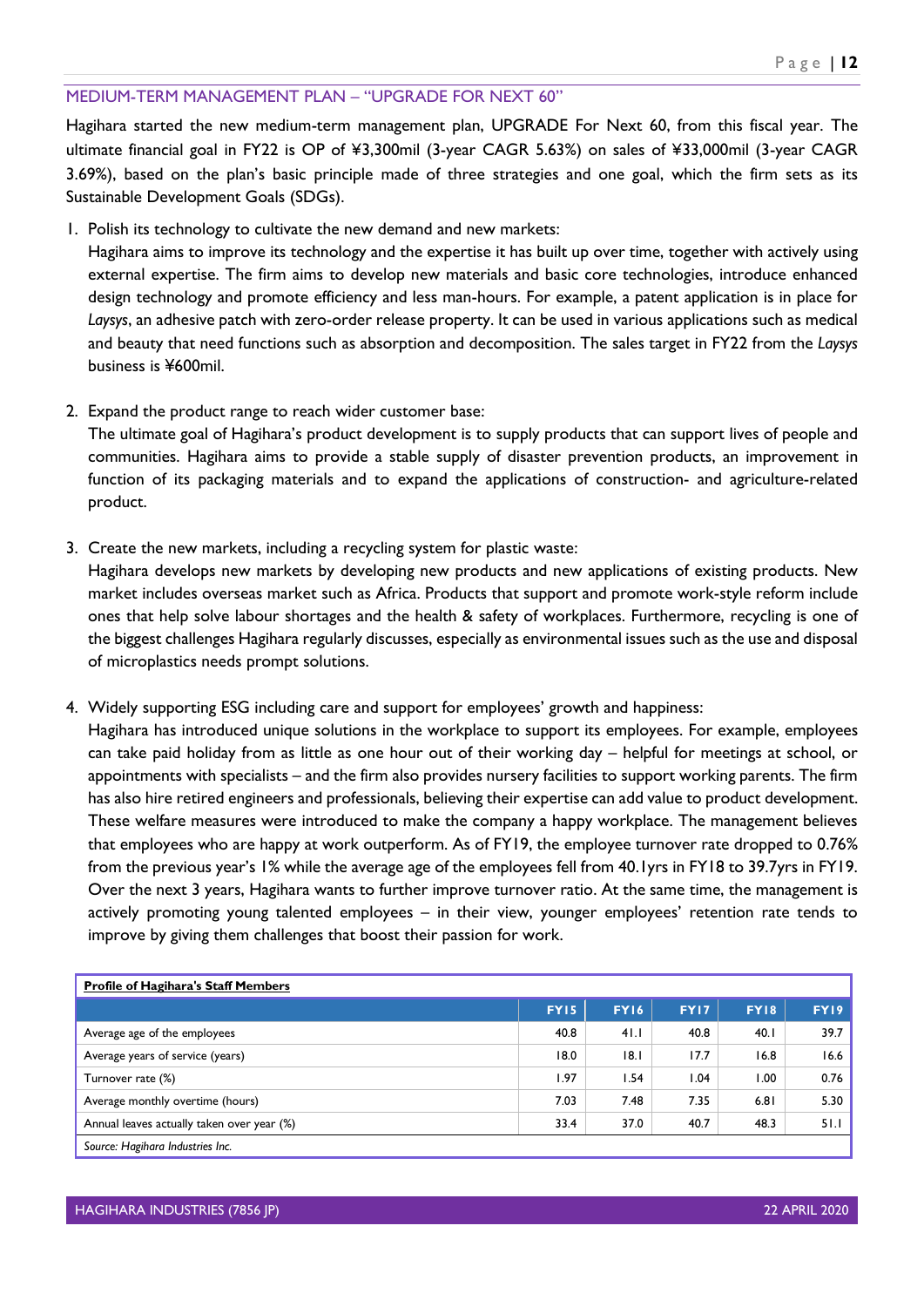## MEDIUM-TERM MANAGEMENT PLAN – "UPGRADE FOR NEXT 60"

Hagihara started the new medium-term management plan, UPGRADE For Next 60, from this fiscal year. The ultimate financial goal in FY22 is OP of ¥3,300mil (3-year CAGR 5.63%) on sales of ¥33,000mil (3-year CAGR 3.69%), based on the plan's basic principle made of three strategies and one goal, which the firm sets as its Sustainable Development Goals (SDGs).

1. Polish its technology to cultivate the new demand and new markets:
   Hagihara aims to improve its technology and the expertise it has built up over time, together with actively using external expertise. The firm aims to develop new materials and basic core technologies, introduce enhanced design technology and promote efficiency and less man-hours. For example, a patent application is in place for *Laysys*, an adhesive patch with zero-order release property. It can be used in various applications such as medical and beauty that need functions such as absorption and decomposition. The sales target in FY22 from the *Laysys* business is ¥600mil.

2. Expand the product range to reach wider customer base:
   The ultimate goal of Hagihara's product development is to supply products that can support lives of people and communities. Hagihara aims to provide a stable supply of disaster prevention products, an improvement in function of its packaging materials and to expand the applications of construction- and agriculture-related product.

3. Create the new markets, including a recycling system for plastic waste:
   Hagihara develops new markets by developing new products and new applications of existing products. New market includes overseas market such as Africa. Products that support and promote work-style reform include ones that help solve labour shortages and the health & safety of workplaces. Furthermore, recycling is one of the biggest challenges Hagihara regularly discusses, especially as environmental issues such as the use and disposal of microplastics needs prompt solutions.

4. Widely supporting ESG including care and support for employees' growth and happiness:
   Hagihara has introduced unique solutions in the workplace to support its employees. For example, employees can take paid holiday from as little as one hour out of their working day – helpful for meetings at school, or appointments with specialists – and the firm also provides nursery facilities to support working parents. The firm has also hire retired engineers and professionals, believing their expertise can add value to product development. These welfare measures were introduced to make the company a happy workplace. The management believes that employees who are happy at work outperform. As of FY19, the employee turnover rate dropped to 0.76% from the previous year's 1% while the average age of the employees fell from 40.1yrs in FY18 to 39.7yrs in FY19. Over the next 3 years, Hagihara wants to further improve turnover ratio. At the same time, the management is actively promoting young talented employees – in their view, younger employees' retention rate tends to improve by giving them challenges that boost their passion for work.

**Profile of Hagihara's Staff Members**

| | FY15 | FY16 | FY17 | FY18 | FY19 |
|---|---|---|---|---|---|
| Average age of the employees | 40.8 | 41.1 | 40.8 | 40.1 | 39.7 |
| Average years of service (years) | 18.0 | 18.1 | 17.7 | 16.8 | 16.6 |
| Turnover rate (%) | 1.97 | 1.54 | 1.04 | 1.00 | 0.76 |
| Average monthly overtime (hours) | 7.03 | 7.48 | 7.35 | 6.81 | 5.30 |
| Annual leaves actually taken over year (%) | 33.4 | 37.0 | 40.7 | 48.3 | 51.1 |

*Source: Hagihara Industries Inc.*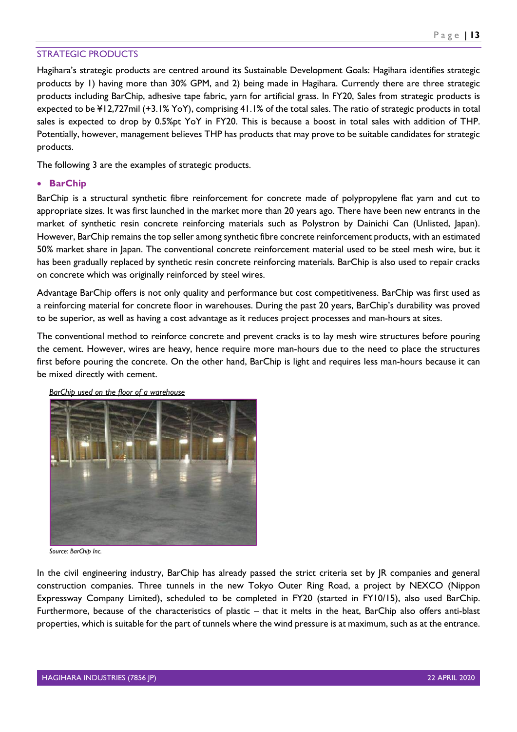## STRATEGIC PRODUCTS

Hagihara's strategic products are centred around its Sustainable Development Goals: Hagihara identifies strategic products by 1) having more than 30% GPM, and 2) being made in Hagihara. Currently there are three strategic products including BarChip, adhesive tape fabric, yarn for artificial grass. In FY20, Sales from strategic products is expected to be ¥12,727mil (+3.1% YoY), comprising 41.1% of the total sales. The ratio of strategic products in total sales is expected to drop by 0.5%pt YoY in FY20. This is because a boost in total sales with addition of THP. Potentially, however, management believes THP has products that may prove to be suitable candidates for strategic products.

The following 3 are the examples of strategic products.

- **BarChip**

BarChip is a structural synthetic fibre reinforcement for concrete made of polypropylene flat yarn and cut to appropriate sizes. It was first launched in the market more than 20 years ago. There have been new entrants in the market of synthetic resin concrete reinforcing materials such as Polystron by Dainichi Can (Unlisted, Japan). However, BarChip remains the top seller among synthetic fibre concrete reinforcement products, with an estimated 50% market share in Japan. The conventional concrete reinforcement material used to be steel mesh wire, but it has been gradually replaced by synthetic resin concrete reinforcing materials. BarChip is also used to repair cracks on concrete which was originally reinforced by steel wires.

Advantage BarChip offers is not only quality and performance but cost competitiveness. BarChip was first used as a reinforcing material for concrete floor in warehouses. During the past 20 years, BarChip's durability was proved to be superior, as well as having a cost advantage as it reduces project processes and man-hours at sites.

The conventional method to reinforce concrete and prevent cracks is to lay mesh wire structures before pouring the cement. However, wires are heavy, hence require more man-hours due to the need to place the structures first before pouring the concrete. On the other hand, BarChip is light and requires less man-hours because it can be mixed directly with cement.

*BarChip used on the floor of a warehouse*

*Source: BarChip Inc.*

In the civil engineering industry, BarChip has already passed the strict criteria set by JR companies and general construction companies. Three tunnels in the new Tokyo Outer Ring Road, a project by NEXCO (Nippon Expressway Company Limited), scheduled to be completed in FY20 (started in FY10/15), also used BarChip. Furthermore, because of the characteristics of plastic – that it melts in the heat, BarChip also offers anti-blast properties, which is suitable for the part of tunnels where the wind pressure is at maximum, such as at the entrance.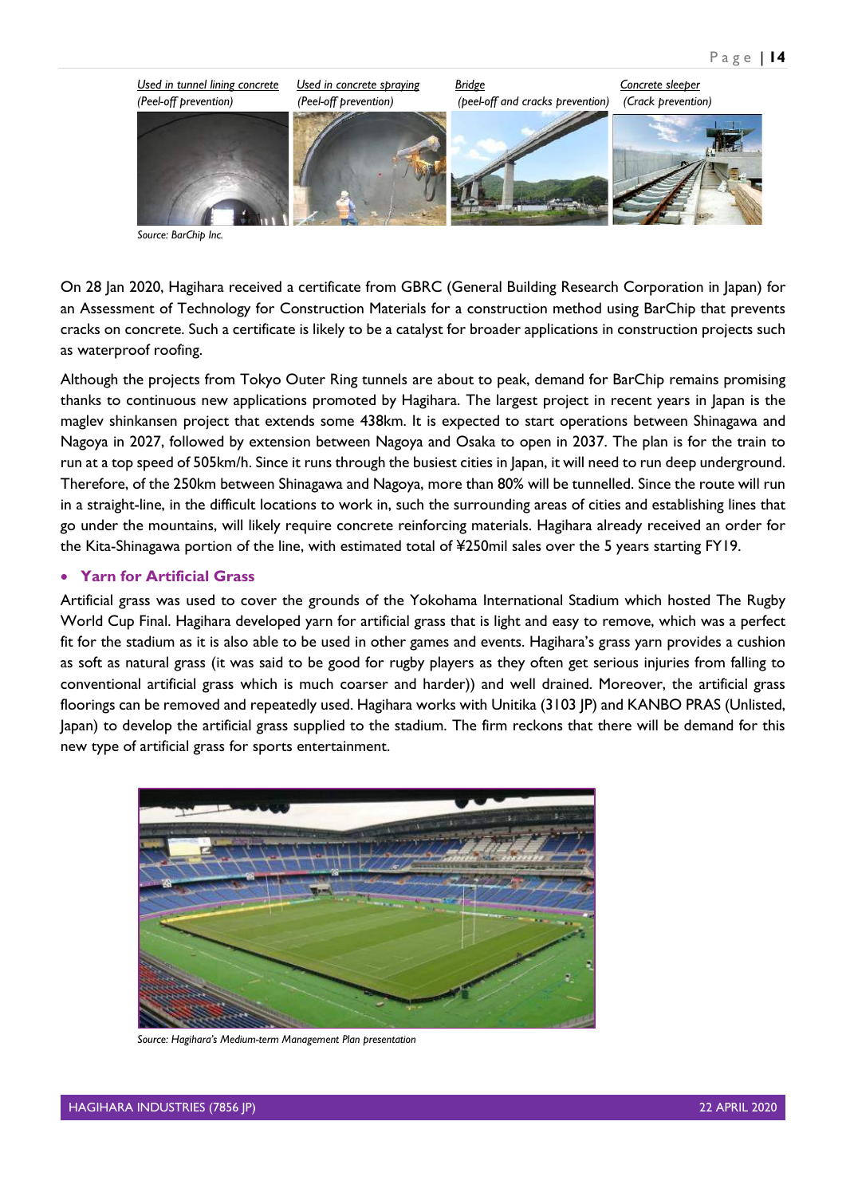*Used in tunnel lining concrete (Peel-off prevention)* | *Used in concrete spraying (Peel-off prevention)* | *Bridge (peel-off and cracks prevention)* | *Concrete sleeper (Crack prevention)*

*Source: BarChip Inc.*

On 28 Jan 2020, Hagihara received a certificate from GBRC (General Building Research Corporation in Japan) for an Assessment of Technology for Construction Materials for a construction method using BarChip that prevents cracks on concrete. Such a certificate is likely to be a catalyst for broader applications in construction projects such as waterproof roofing.

Although the projects from Tokyo Outer Ring tunnels are about to peak, demand for BarChip remains promising thanks to continuous new applications promoted by Hagihara. The largest project in recent years in Japan is the maglev shinkansen project that extends some 438km. It is expected to start operations between Shinagawa and Nagoya in 2027, followed by extension between Nagoya and Osaka to open in 2037. The plan is for the train to run at a top speed of 505km/h. Since it runs through the busiest cities in Japan, it will need to run deep underground. Therefore, of the 250km between Shinagawa and Nagoya, more than 80% will be tunnelled. Since the route will run in a straight-line, in the difficult locations to work in, such the surrounding areas of cities and establishing lines that go under the mountains, will likely require concrete reinforcing materials. Hagihara already received an order for the Kita-Shinagawa portion of the line, with estimated total of ¥250mil sales over the 5 years starting FY19.

- **Yarn for Artificial Grass**

Artificial grass was used to cover the grounds of the Yokohama International Stadium which hosted The Rugby World Cup Final. Hagihara developed yarn for artificial grass that is light and easy to remove, which was a perfect fit for the stadium as it is also able to be used in other games and events. Hagihara's grass yarn provides a cushion as soft as natural grass (it was said to be good for rugby players as they often get serious injuries from falling to conventional artificial grass which is much coarser and harder)) and well drained. Moreover, the artificial grass floorings can be removed and repeatedly used. Hagihara works with Unitika (3103 JP) and KANBO PRAS (Unlisted, Japan) to develop the artificial grass supplied to the stadium. The firm reckons that there will be demand for this new type of artificial grass for sports entertainment.

*Source: Hagihara's Medium-term Management Plan presentation*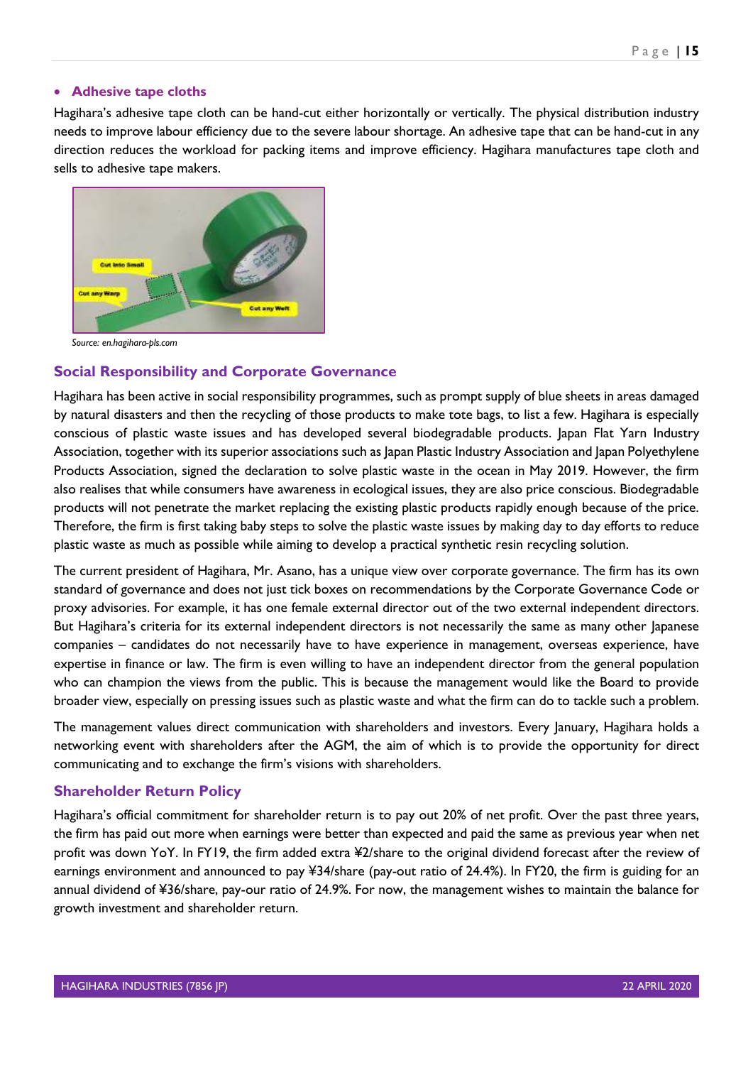- **Adhesive tape cloths**

Hagihara's adhesive tape cloth can be hand-cut either horizontally or vertically. The physical distribution industry needs to improve labour efficiency due to the severe labour shortage. An adhesive tape that can be hand-cut in any direction reduces the workload for packing items and improve efficiency. Hagihara manufactures tape cloth and sells to adhesive tape makers.

*Source: en.hagihara-pls.com*

## Social Responsibility and Corporate Governance

Hagihara has been active in social responsibility programmes, such as prompt supply of blue sheets in areas damaged by natural disasters and then the recycling of those products to make tote bags, to list a few. Hagihara is especially conscious of plastic waste issues and has developed several biodegradable products. Japan Flat Yarn Industry Association, together with its superior associations such as Japan Plastic Industry Association and Japan Polyethylene Products Association, signed the declaration to solve plastic waste in the ocean in May 2019. However, the firm also realises that while consumers have awareness in ecological issues, they are also price conscious. Biodegradable products will not penetrate the market replacing the existing plastic products rapidly enough because of the price. Therefore, the firm is first taking baby steps to solve the plastic waste issues by making day to day efforts to reduce plastic waste as much as possible while aiming to develop a practical synthetic resin recycling solution.

The current president of Hagihara, Mr. Asano, has a unique view over corporate governance. The firm has its own standard of governance and does not just tick boxes on recommendations by the Corporate Governance Code or proxy advisories. For example, it has one female external director out of the two external independent directors. But Hagihara's criteria for its external independent directors is not necessarily the same as many other Japanese companies – candidates do not necessarily have to have experience in management, overseas experience, have expertise in finance or law. The firm is even willing to have an independent director from the general population who can champion the views from the public. This is because the management would like the Board to provide broader view, especially on pressing issues such as plastic waste and what the firm can do to tackle such a problem.

The management values direct communication with shareholders and investors. Every January, Hagihara holds a networking event with shareholders after the AGM, the aim of which is to provide the opportunity for direct communicating and to exchange the firm's visions with shareholders.

## Shareholder Return Policy

Hagihara's official commitment for shareholder return is to pay out 20% of net profit. Over the past three years, the firm has paid out more when earnings were better than expected and paid the same as previous year when net profit was down YoY. In FY19, the firm added extra ¥2/share to the original dividend forecast after the review of earnings environment and announced to pay ¥34/share (pay-out ratio of 24.4%). In FY20, the firm is guiding for an annual dividend of ¥36/share, pay-our ratio of 24.9%. For now, the management wishes to maintain the balance for growth investment and shareholder return.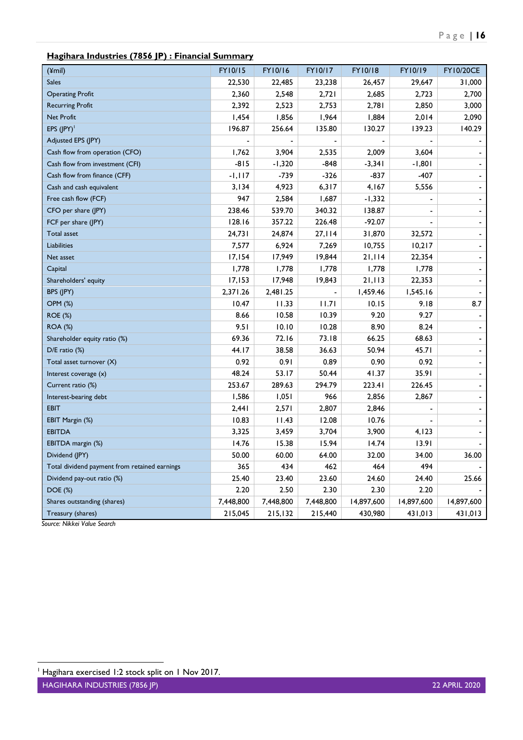## Hagihara Industries (7856 JP) : Financial Summary

| (¥mil) | FY10/15 | FY10/16 | FY10/17 | FY10/18 | FY10/19 | FY10/20CE |
|---|---|---|---|---|---|---|
| Sales | 22,530 | 22,485 | 23,238 | 26,457 | 29,647 | 31,000 |
| Operating Profit | 2,360 | 2,548 | 2,721 | 2,685 | 2,723 | 2,700 |
| Recurring Profit | 2,392 | 2,523 | 2,753 | 2,781 | 2,850 | 3,000 |
| Net Profit | 1,454 | 1,856 | 1,964 | 1,884 | 2,014 | 2,090 |
| EPS (JPY)[1] | 196.87 | 256.64 | 135.80 | 130.27 | 139.23 | 140.29 |
| Adjusted EPS (JPY) | - | - | - | - | - | - |
| Cash flow from operation (CFO) | 1,762 | 3,904 | 2,535 | 2,009 | 3,604 | - |
| Cash flow from investment (CFI) | -815 | -1,320 | -848 | -3,341 | -1,801 | - |
| Cash flow from finance (CFF) | -1,117 | -739 | -326 | -837 | -407 | - |
| Cash and cash equivalent | 3,134 | 4,923 | 6,317 | 4,167 | 5,556 | - |
| Free cash flow (FCF) | 947 | 2,584 | 1,687 | -1,332 | - | - |
| CFO per share (JPY) | 238.46 | 539.70 | 340.32 | 138.87 | - | - |
| FCF per share (JPY) | 128.16 | 357.22 | 226.48 | -92.07 | - | - |
| Total asset | 24,731 | 24,874 | 27,114 | 31,870 | 32,572 | - |
| Liabilities | 7,577 | 6,924 | 7,269 | 10,755 | 10,217 | - |
| Net asset | 17,154 | 17,949 | 19,844 | 21,114 | 22,354 | - |
| Capital | 1,778 | 1,778 | 1,778 | 1,778 | 1,778 | - |
| Shareholders' equity | 17,153 | 17,948 | 19,843 | 21,113 | 22,353 | - |
| BPS (JPY) | 2,371.26 | 2,481.25 | - | 1,459.46 | 1,545.16 | - |
| OPM (%) | 10.47 | 11.33 | 11.71 | 10.15 | 9.18 | 8.7 |
| ROE (%) | 8.66 | 10.58 | 10.39 | 9.20 | 9.27 | - |
| ROA (%) | 9.51 | 10.10 | 10.28 | 8.90 | 8.24 | - |
| Shareholder equity ratio (%) | 69.36 | 72.16 | 73.18 | 66.25 | 68.63 | - |
| D/E ratio (%) | 44.17 | 38.58 | 36.63 | 50.94 | 45.71 | - |
| Total asset turnover (X) | 0.92 | 0.91 | 0.89 | 0.90 | 0.92 | - |
| Interest coverage (x) | 48.24 | 53.17 | 50.44 | 41.37 | 35.91 | - |
| Current ratio (%) | 253.67 | 289.63 | 294.79 | 223.41 | 226.45 | - |
| Interest-bearing debt | 1,586 | 1,051 | 966 | 2,856 | 2,867 | - |
| EBIT | 2,441 | 2,571 | 2,807 | 2,846 | - | - |
| EBIT Margin (%) | 10.83 | 11.43 | 12.08 | 10.76 | - | - |
| EBITDA | 3,325 | 3,459 | 3,704 | 3,900 | 4,123 | - |
| EBITDA margin (%) | 14.76 | 15.38 | 15.94 | 14.74 | 13.91 | - |
| Dividend (JPY) | 50.00 | 60.00 | 64.00 | 32.00 | 34.00 | 36.00 |
| Total dividend payment from retained earnings | 365 | 434 | 462 | 464 | 494 | - |
| Dividend pay-out ratio (%) | 25.40 | 23.40 | 23.60 | 24.60 | 24.40 | 25.66 |
| DOE (%) | 2.20 | 2.50 | 2.30 | 2.30 | 2.20 | - |
| Shares outstanding (shares) | 7,448,800 | 7,448,800 | 7,448,800 | 14,897,600 | 14,897,600 | 14,897,600 |
| Treasury (shares) | 215,045 | 215,132 | 215,440 | 430,980 | 431,013 | 431,013 |

*Source: Nikkei Value Search*

[1] Hagihara exercised 1:2 stock split on 1 Nov 2017.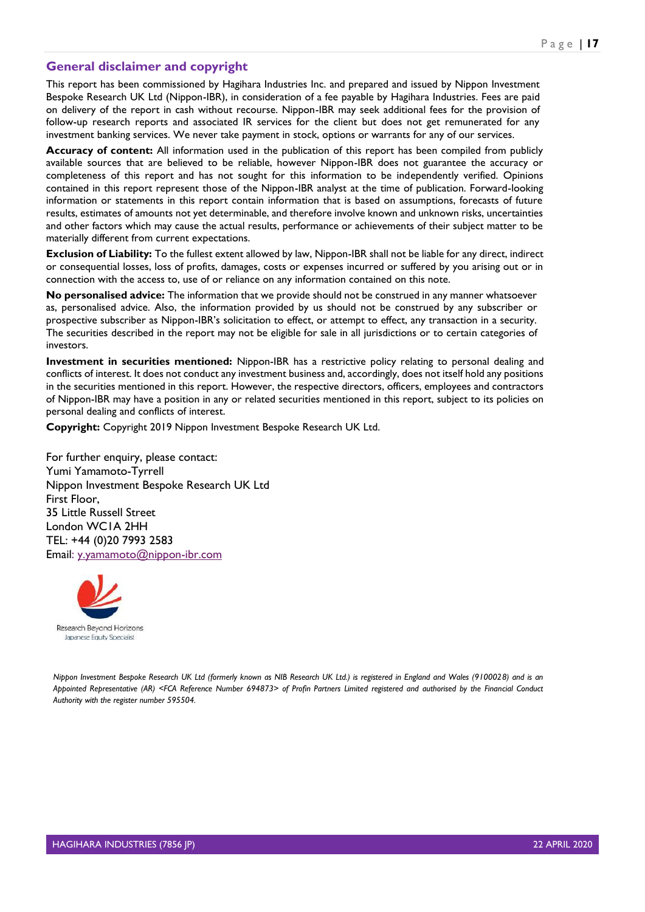## General disclaimer and copyright

This report has been commissioned by Hagihara Industries Inc. and prepared and issued by Nippon Investment Bespoke Research UK Ltd (Nippon-IBR), in consideration of a fee payable by Hagihara Industries. Fees are paid on delivery of the report in cash without recourse. Nippon-IBR may seek additional fees for the provision of follow-up research reports and associated IR services for the client but does not get remunerated for any investment banking services. We never take payment in stock, options or warrants for any of our services.

**Accuracy of content:** All information used in the publication of this report has been compiled from publicly available sources that are believed to be reliable, however Nippon-IBR does not guarantee the accuracy or completeness of this report and has not sought for this information to be independently verified. Opinions contained in this report represent those of the Nippon-IBR analyst at the time of publication. Forward-looking information or statements in this report contain information that is based on assumptions, forecasts of future results, estimates of amounts not yet determinable, and therefore involve known and unknown risks, uncertainties and other factors which may cause the actual results, performance or achievements of their subject matter to be materially different from current expectations.

**Exclusion of Liability:** To the fullest extent allowed by law, Nippon-IBR shall not be liable for any direct, indirect or consequential losses, loss of profits, damages, costs or expenses incurred or suffered by you arising out or in connection with the access to, use of or reliance on any information contained on this note.

**No personalised advice:** The information that we provide should not be construed in any manner whatsoever as, personalised advice. Also, the information provided by us should not be construed by any subscriber or prospective subscriber as Nippon-IBR's solicitation to effect, or attempt to effect, any transaction in a security. The securities described in the report may not be eligible for sale in all jurisdictions or to certain categories of investors.

**Investment in securities mentioned:** Nippon-IBR has a restrictive policy relating to personal dealing and conflicts of interest. It does not conduct any investment business and, accordingly, does not itself hold any positions in the securities mentioned in this report. However, the respective directors, officers, employees and contractors of Nippon-IBR may have a position in any or related securities mentioned in this report, subject to its policies on personal dealing and conflicts of interest.

**Copyright:** Copyright 2019 Nippon Investment Bespoke Research UK Ltd.

For further enquiry, please contact:
Yumi Yamamoto-Tyrrell
Nippon Investment Bespoke Research UK Ltd
First Floor,
35 Little Russell Street
London WC1A 2HH
TEL: +44 (0)20 7993 2583
Email: [y.yamamoto@nippon-ibr.com](mailto:y.yamamoto@nippon-ibr.com)

Research Beyond Horizons
Japanese Equity Specialist

*Nippon Investment Bespoke Research UK Ltd (formerly known as NIB Research UK Ltd.) is registered in England and Wales (9100028) and is an Appointed Representative (AR) <FCA Reference Number 694873> of Profin Partners Limited registered and authorised by the Financial Conduct Authority with the register number 595504.*